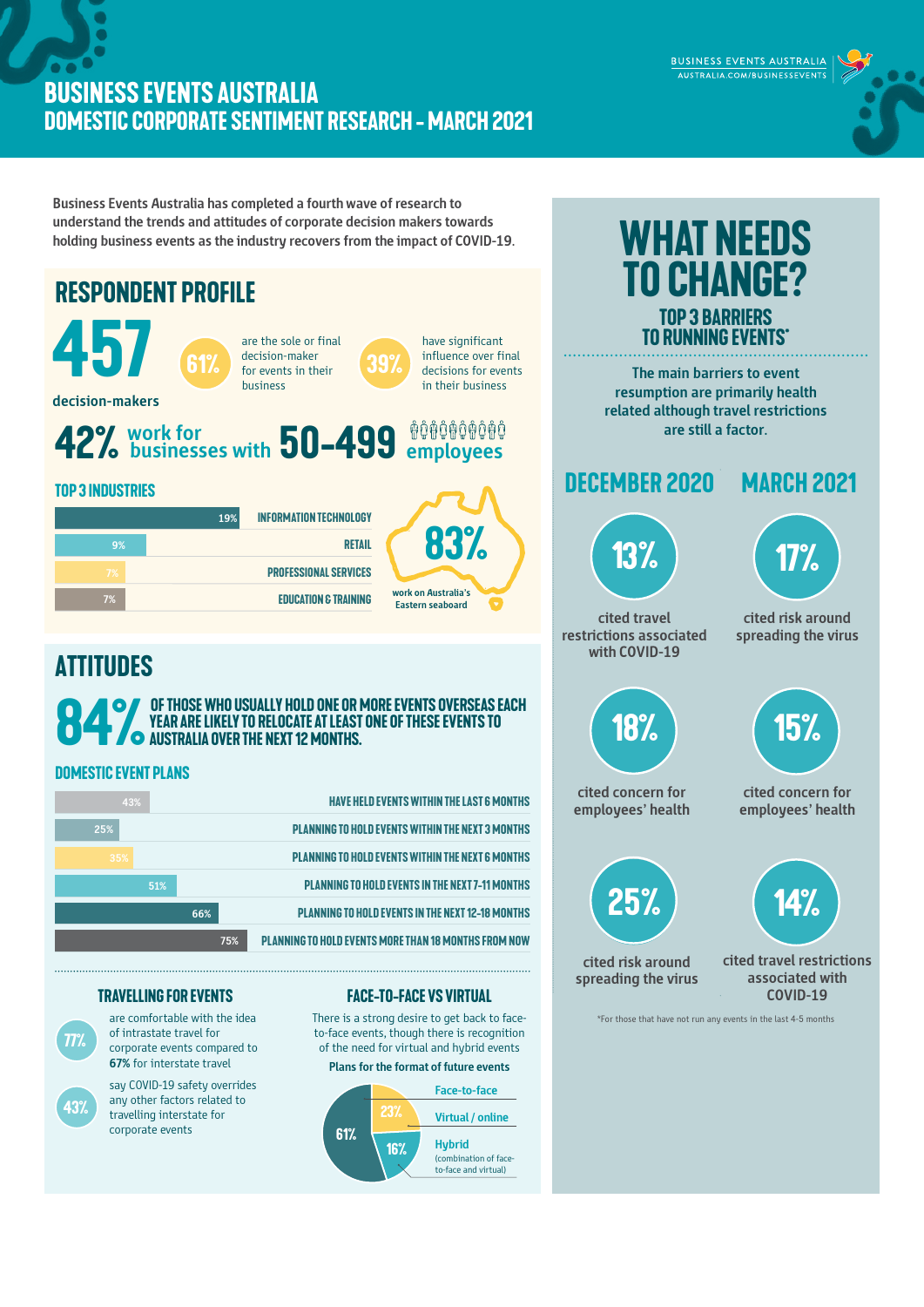# BUSINESS EVENTS AUSTRALIA
## DOMESTIC CORPORATE SENTIMENT RESEARCH - MARCH 2021

BUSINESS EVENTS AUSTRALIA
AUSTRALIA.COM/BUSINESSEVENTS

Business Events Australia has completed a fourth wave of research to understand the trends and attitudes of corporate decision makers towards holding business events as the industry recovers from the impact of COVID-19.

## RESPONDENT PROFILE

**457** decision-makers

**61%** are the sole or final decision-maker for events in their business

**39%** have significant influence over final decisions for events in their business

**42%** work for businesses with **50-499** employees

### TOP 3 INDUSTRIES

| Industry | % |
|---|---|
| INFORMATION TECHNOLOGY | 19% |
| RETAIL | 9% |
| PROFESSIONAL SERVICES | 7% |
| EDUCATION & TRAINING | 7% |

**83%** work on Australia's Eastern seaboard

## ATTITUDES

**84%** OF THOSE WHO USUALLY HOLD ONE OR MORE EVENTS OVERSEAS EACH YEAR ARE LIKELY TO RELOCATE AT LEAST ONE OF THESE EVENTS TO AUSTRALIA OVER THE NEXT 12 MONTHS.

### DOMESTIC EVENT PLANS

| Plan | % |
|---|---|
| HAVE HELD EVENTS WITHIN THE LAST 6 MONTHS | 43% |
| PLANNING TO HOLD EVENTS WITHIN THE NEXT 3 MONTHS | 25% |
| PLANNING TO HOLD EVENTS WITHIN THE NEXT 6 MONTHS | 35% |
| PLANNING TO HOLD EVENTS IN THE NEXT 7-11 MONTHS | 51% |
| PLANNING TO HOLD EVENTS IN THE NEXT 12-18 MONTHS | 66% |
| PLANNING TO HOLD EVENTS MORE THAN 18 MONTHS FROM NOW | 75% |

### TRAVELLING FOR EVENTS

**77%** are comfortable with the idea of intrastate travel for corporate events compared to **67%** for interstate travel

**43%** say COVID-19 safety overrides any other factors related to travelling interstate for corporate events

### FACE-TO-FACE VS VIRTUAL

There is a strong desire to get back to face-to-face events, though there is recognition of the need for virtual and hybrid events

**Plans for the format of future events**

| Format | % |
|---|---|
| Face-to-face | 61% |
| Virtual / online | 23% |
| Hybrid (combination of face-to-face and virtual) | 16% |

## WHAT NEEDS TO CHANGE?

### TOP 3 BARRIERS TO RUNNING EVENTS*

The main barriers to event resumption are primarily health related although travel restrictions are still a factor.

| DECEMBER 2020 | MARCH 2021 |
|---|---|
| **13%** cited travel restrictions associated with COVID-19 | **17%** cited risk around spreading the virus |
| **18%** cited concern for employees' health | **15%** cited concern for employees' health |
| **25%** cited risk around spreading the virus | **14%** cited travel restrictions associated with COVID-19 |

*For those that have not run any events in the last 4-5 months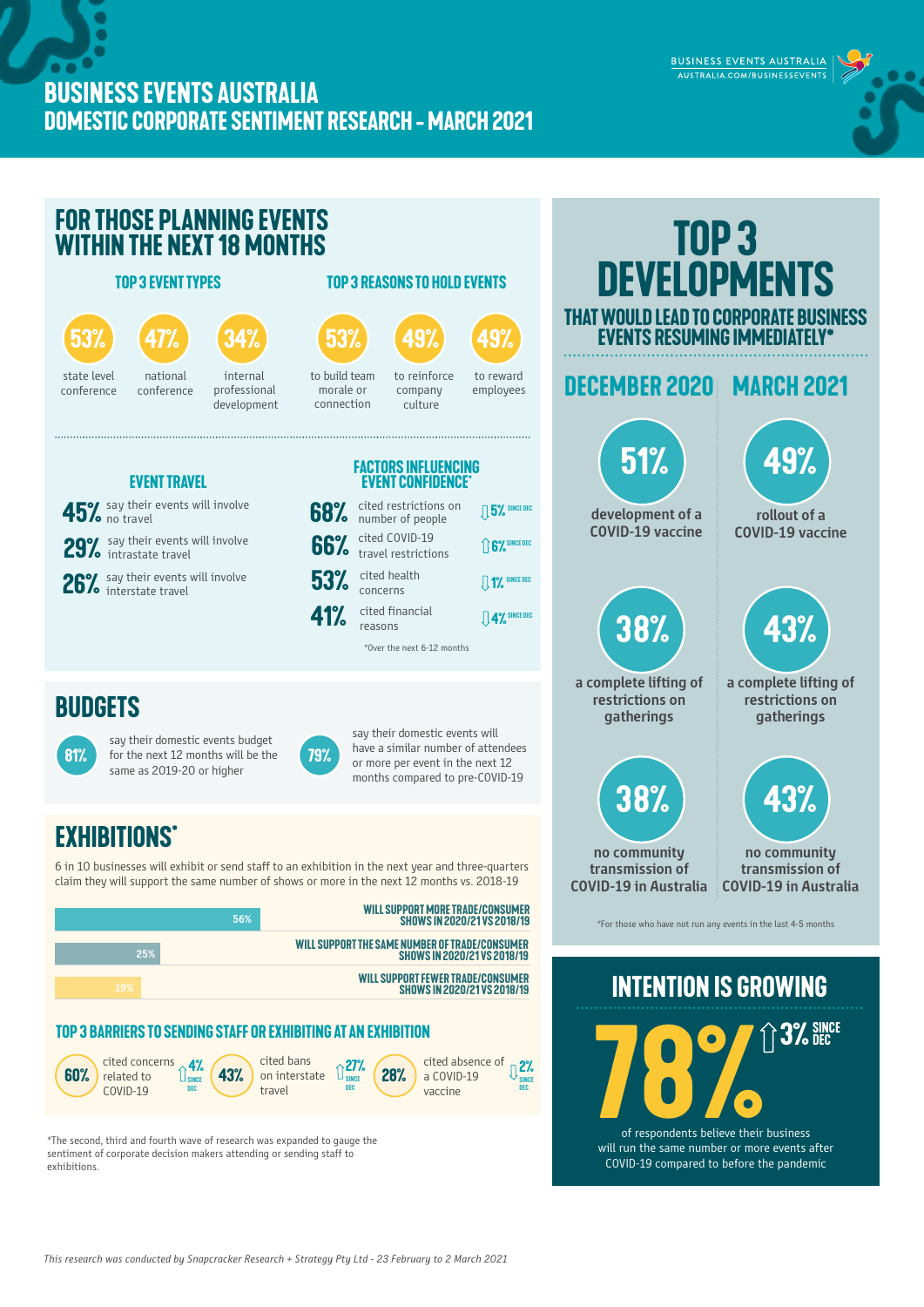# BUSINESS EVENTS AUSTRALIA
## DOMESTIC CORPORATE SENTIMENT RESEARCH – MARCH 2021

BUSINESS EVENTS AUSTRALIA
AUSTRALIA.COM/BUSINESSEVENTS

## FOR THOSE PLANNING EVENTS WITHIN THE NEXT 18 MONTHS

### TOP 3 EVENT TYPES

- **53%** state level conference
- **47%** national conference
- **34%** internal professional development

### TOP 3 REASONS TO HOLD EVENTS

- **53%** to build team morale or connection
- **49%** to reinforce company culture
- **49%** to reward employees

### EVENT TRAVEL

- **45%** say their events will involve no travel
- **29%** say their events will involve intrastate travel
- **26%** say their events will involve interstate travel

### FACTORS INFLUENCING EVENT CONFIDENCE*

- **68%** cited restrictions on number of people ⇩ 5% SINCE DEC
- **66%** cited COVID-19 travel restrictions ⇧ 6% SINCE DEC
- **53%** cited health concerns ⇩ 1% SINCE DEC
- **41%** cited financial reasons ⇩ 4% SINCE DEC

*Over the next 6-12 months

## BUDGETS

- **81%** say their domestic events budget for the next 12 months will be the same as 2019-20 or higher
- **79%** say their domestic events will have a similar number of attendees or more per event in the next 12 months compared to pre-COVID-19

## EXHIBITIONS*

6 in 10 businesses will exhibit or send staff to an exhibition in the next year and three-quarters claim they will support the same number of shows or more in the next 12 months vs. 2018-19

56% WILL SUPPORT MORE TRADE/CONSUMER SHOWS IN 2020/21 VS 2018/19

25% WILL SUPPORT THE SAME NUMBER OF TRADE/CONSUMER SHOWS IN 2020/21 VS 2018/19

19% WILL SUPPORT FEWER TRADE/CONSUMER SHOWS IN 2020/21 VS 2018/19

### TOP 3 BARRIERS TO SENDING STAFF OR EXHIBITING AT AN EXHIBITION

- **60%** cited concerns related to COVID-19 ⇧ 4% SINCE DEC
- **43%** cited bans on interstate travel ⇧ 27% SINCE DEC
- **28%** cited absence of a COVID-19 vaccine ⇩ 2% SINCE DEC

*The second, third and fourth wave of research was expanded to gauge the sentiment of corporate decision makers attending or sending staff to exhibitions.

## TOP 3 DEVELOPMENTS THAT WOULD LEAD TO CORPORATE BUSINESS EVENTS RESUMING IMMEDIATELY*

| DECEMBER 2020 | MARCH 2021 |
|---|---|
| **51%** development of a COVID-19 vaccine | **49%** rollout of a COVID-19 vaccine |
| **38%** a complete lifting of restrictions on gatherings | **43%** a complete lifting of restrictions on gatherings |
| **38%** no community transmission of COVID-19 in Australia | **43%** no community transmission of COVID-19 in Australia |

*For those who have not run any events in the last 4-5 months

## INTENTION IS GROWING

**78%** ⇧ 3% SINCE DEC

of respondents believe their business will run the same number or more events after COVID-19 compared to before the pandemic

*This research was conducted by Snapcracker Research + Strategy Pty Ltd - 23 February to 2 March 2021*